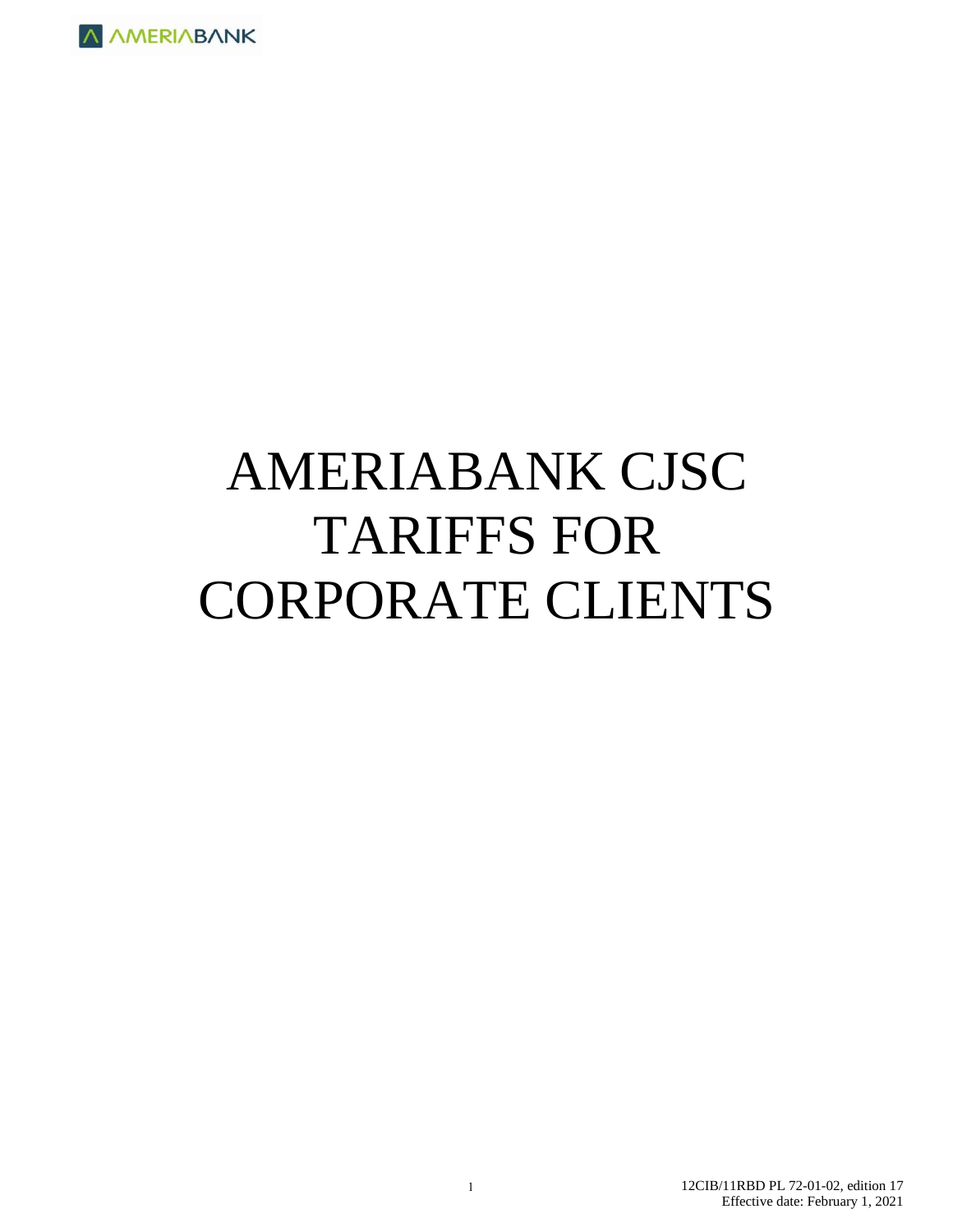# AMERIABANK CJSC TARIFFS FOR CORPORATE CLIENTS

12CIB/11RBD PL 72-01-02, edition 17
Effective date: February 1, 2021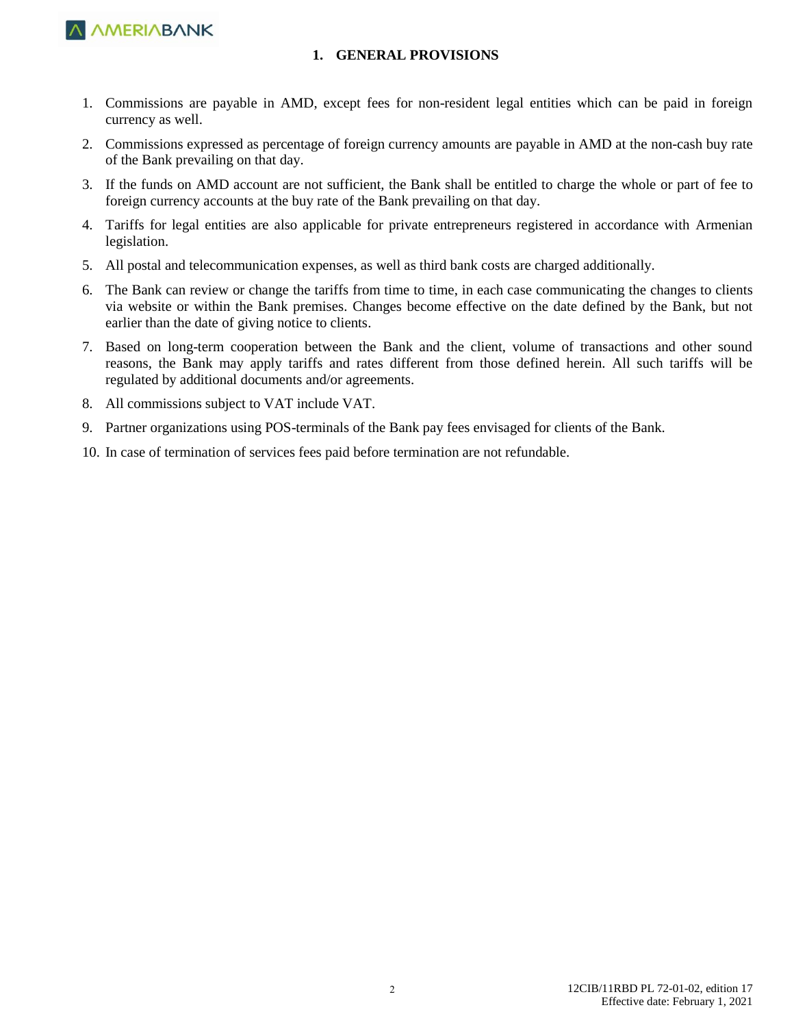# 1. GENERAL PROVISIONS

1. Commissions are payable in AMD, except fees for non-resident legal entities which can be paid in foreign currency as well.
2. Commissions expressed as percentage of foreign currency amounts are payable in AMD at the non-cash buy rate of the Bank prevailing on that day.
3. If the funds on AMD account are not sufficient, the Bank shall be entitled to charge the whole or part of fee to foreign currency accounts at the buy rate of the Bank prevailing on that day.
4. Tariffs for legal entities are also applicable for private entrepreneurs registered in accordance with Armenian legislation.
5. All postal and telecommunication expenses, as well as third bank costs are charged additionally.
6. The Bank can review or change the tariffs from time to time, in each case communicating the changes to clients via website or within the Bank premises. Changes become effective on the date defined by the Bank, but not earlier than the date of giving notice to clients.
7. Based on long-term cooperation between the Bank and the client, volume of transactions and other sound reasons, the Bank may apply tariffs and rates different from those defined herein. All such tariffs will be regulated by additional documents and/or agreements.
8. All commissions subject to VAT include VAT.
9. Partner organizations using POS-terminals of the Bank pay fees envisaged for clients of the Bank.
10. In case of termination of services fees paid before termination are not refundable.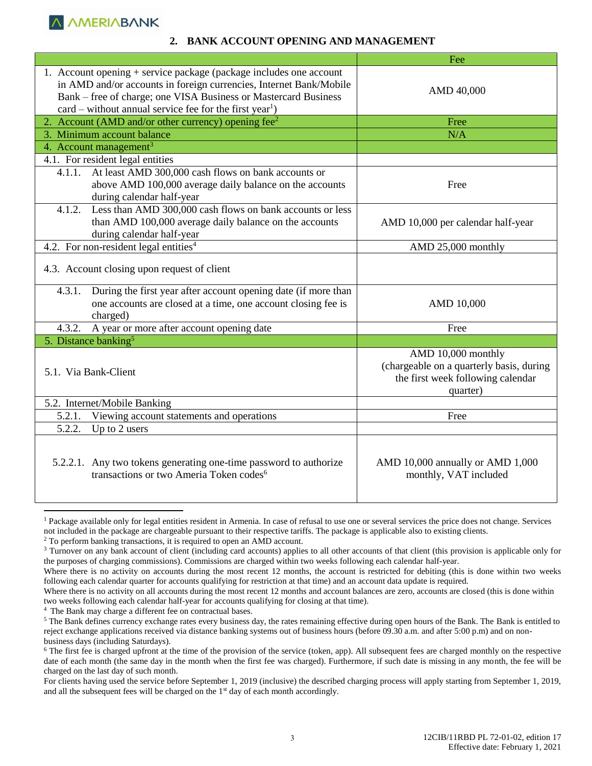## 2. BANK ACCOUNT OPENING AND MANAGEMENT

| | Fee |
|---|---|
| 1. Account opening + service package (package includes one account in AMD and/or accounts in foreign currencies, Internet Bank/Mobile Bank – free of charge; one VISA Business or Mastercard Business card – without annual service fee for the first year[1]) | AMD 40,000 |
| 2. Account (AMD and/or other currency) opening fee[2] | Free |
| 3. Minimum account balance | N/A |
| 4. Account management[3] | |
| 4.1. For resident legal entities | |
| 4.1.1. At least AMD 300,000 cash flows on bank accounts or above AMD 100,000 average daily balance on the accounts during calendar half-year | Free |
| 4.1.2. Less than AMD 300,000 cash flows on bank accounts or less than AMD 100,000 average daily balance on the accounts during calendar half-year | AMD 10,000 per calendar half-year |
| 4.2. For non-resident legal entities[4] | AMD 25,000 monthly |
| 4.3. Account closing upon request of client | |
| 4.3.1. During the first year after account opening date (if more than one accounts are closed at a time, one account closing fee is charged) | AMD 10,000 |
| 4.3.2. A year or more after account opening date | Free |
| 5. Distance banking[5] | |
| 5.1. Via Bank-Client | AMD 10,000 monthly (chargeable on a quarterly basis, during the first week following calendar quarter) |
| 5.2. Internet/Mobile Banking | |
| 5.2.1. Viewing account statements and operations | Free |
| 5.2.2. Up to 2 users | |
| 5.2.2.1. Any two tokens generating one-time password to authorize transactions or two Ameria Token codes[6] | AMD 10,000 annually or AMD 1,000 monthly, VAT included |

[1] Package available only for legal entities resident in Armenia. In case of refusal to use one or several services the price does not change. Services not included in the package are chargeable pursuant to their respective tariffs. The package is applicable also to existing clients.

[2] To perform banking transactions, it is required to open an AMD account.

[3] Turnover on any bank account of client (including card accounts) applies to all other accounts of that client (this provision is applicable only for the purposes of charging commissions). Commissions are charged within two weeks following each calendar half-year.

Where there is no activity on accounts during the most recent 12 months, the account is restricted for debiting (this is done within two weeks following each calendar quarter for accounts qualifying for restriction at that time) and an account data update is required.

Where there is no activity on all accounts during the most recent 12 months and account balances are zero, accounts are closed (this is done within two weeks following each calendar half-year for accounts qualifying for closing at that time).

[4] The Bank may charge a different fee on contractual bases.

[5] The Bank defines currency exchange rates every business day, the rates remaining effective during open hours of the Bank. The Bank is entitled to reject exchange applications received via distance banking systems out of business hours (before 09.30 a.m. and after 5:00 p.m) and on non-business days (including Saturdays).

[6] The first fee is charged upfront at the time of the provision of the service (token, app). All subsequent fees are charged monthly on the respective date of each month (the same day in the month when the first fee was charged). Furthermore, if such date is missing in any month, the fee will be charged on the last day of such month.

For clients having used the service before September 1, 2019 (inclusive) the described charging process will apply starting from September 1, 2019, and all the subsequent fees will be charged on the 1st day of each month accordingly.

12CIB/11RBD PL 72-01-02, edition 17
Effective date: February 1, 2021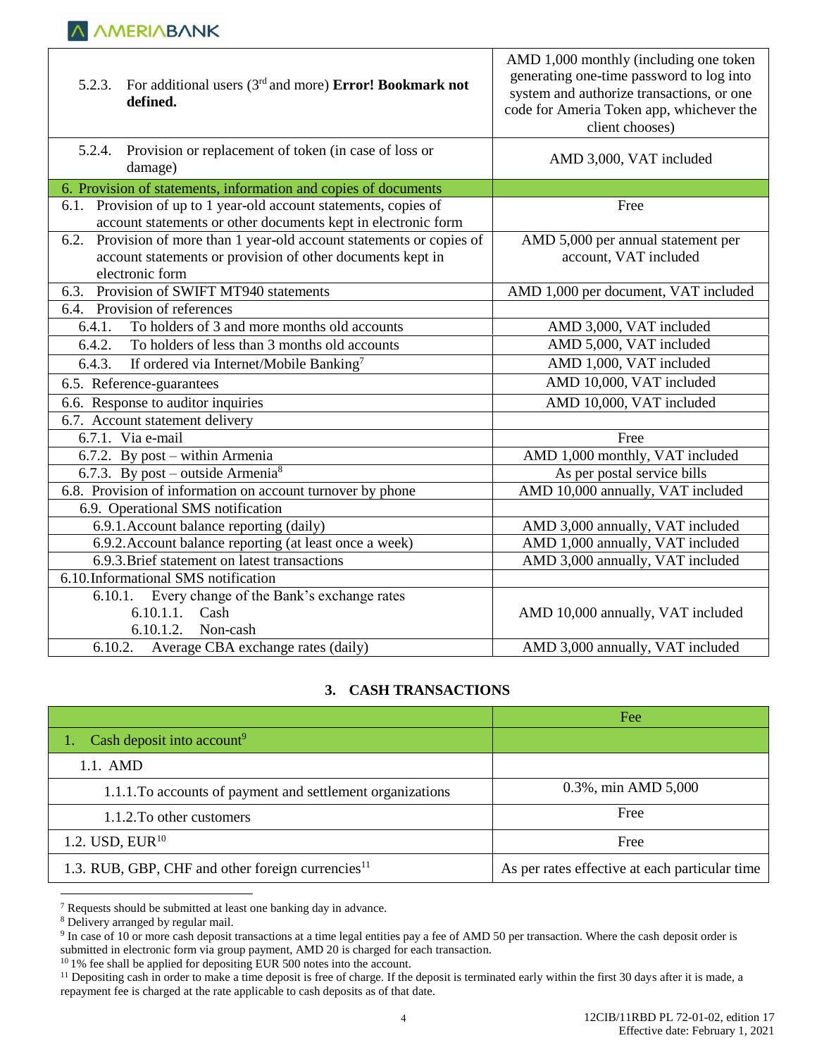| | |
|---|---|
| 5.2.3. For additional users (3rd and more) **Error! Bookmark not defined.** | AMD 1,000 monthly (including one token generating one-time password to log into system and authorize transactions, or one code for Ameria Token app, whichever the client chooses) |
| 5.2.4. Provision or replacement of token (in case of loss or damage) | AMD 3,000, VAT included |
| 6. Provision of statements, information and copies of documents | |
| 6.1. Provision of up to 1 year-old account statements, copies of account statements or other documents kept in electronic form | Free |
| 6.2. Provision of more than 1 year-old account statements or copies of account statements or provision of other documents kept in electronic form | AMD 5,000 per annual statement per account, VAT included |
| 6.3. Provision of SWIFT MT940 statements | AMD 1,000 per document, VAT included |
| 6.4. Provision of references | |
| 6.4.1. To holders of 3 and more months old accounts | AMD 3,000, VAT included |
| 6.4.2. To holders of less than 3 months old accounts | AMD 5,000, VAT included |
| 6.4.3. If ordered via Internet/Mobile Banking[7] | AMD 1,000, VAT included |
| 6.5. Reference-guarantees | AMD 10,000, VAT included |
| 6.6. Response to auditor inquiries | AMD 10,000, VAT included |
| 6.7. Account statement delivery | |
| 6.7.1. Via e-mail | Free |
| 6.7.2. By post – within Armenia | AMD 1,000 monthly, VAT included |
| 6.7.3. By post – outside Armenia[8] | As per postal service bills |
| 6.8. Provision of information on account turnover by phone | AMD 10,000 annually, VAT included |
| 6.9. Operational SMS notification | |
| 6.9.1. Account balance reporting (daily) | AMD 3,000 annually, VAT included |
| 6.9.2. Account balance reporting (at least once a week) | AMD 1,000 annually, VAT included |
| 6.9.3. Brief statement on latest transactions | AMD 3,000 annually, VAT included |
| 6.10. Informational SMS notification | |
| 6.10.1. Every change of the Bank's exchange rates<br>6.10.1.1. Cash<br>6.10.1.2. Non-cash | AMD 10,000 annually, VAT included |
| 6.10.2. Average CBA exchange rates (daily) | AMD 3,000 annually, VAT included |

## 3. CASH TRANSACTIONS

| | Fee |
|---|---|
| 1. Cash deposit into account[9] | |
| 1.1. AMD | |
| 1.1.1. To accounts of payment and settlement organizations | 0.3%, min AMD 5,000 |
| 1.1.2. To other customers | Free |
| 1.2. USD, EUR[10] | Free |
| 1.3. RUB, GBP, CHF and other foreign currencies[11] | As per rates effective at each particular time |

---

[7] Requests should be submitted at least one banking day in advance.

[8] Delivery arranged by regular mail.

[9] In case of 10 or more cash deposit transactions at a time legal entities pay a fee of AMD 50 per transaction. Where the cash deposit order is submitted in electronic form via group payment, AMD 20 is charged for each transaction.

[10] 1% fee shall be applied for depositing EUR 500 notes into the account.

[11] Depositing cash in order to make a time deposit is free of charge. If the deposit is terminated early within the first 30 days after it is made, a repayment fee is charged at the rate applicable to cash deposits as of that date.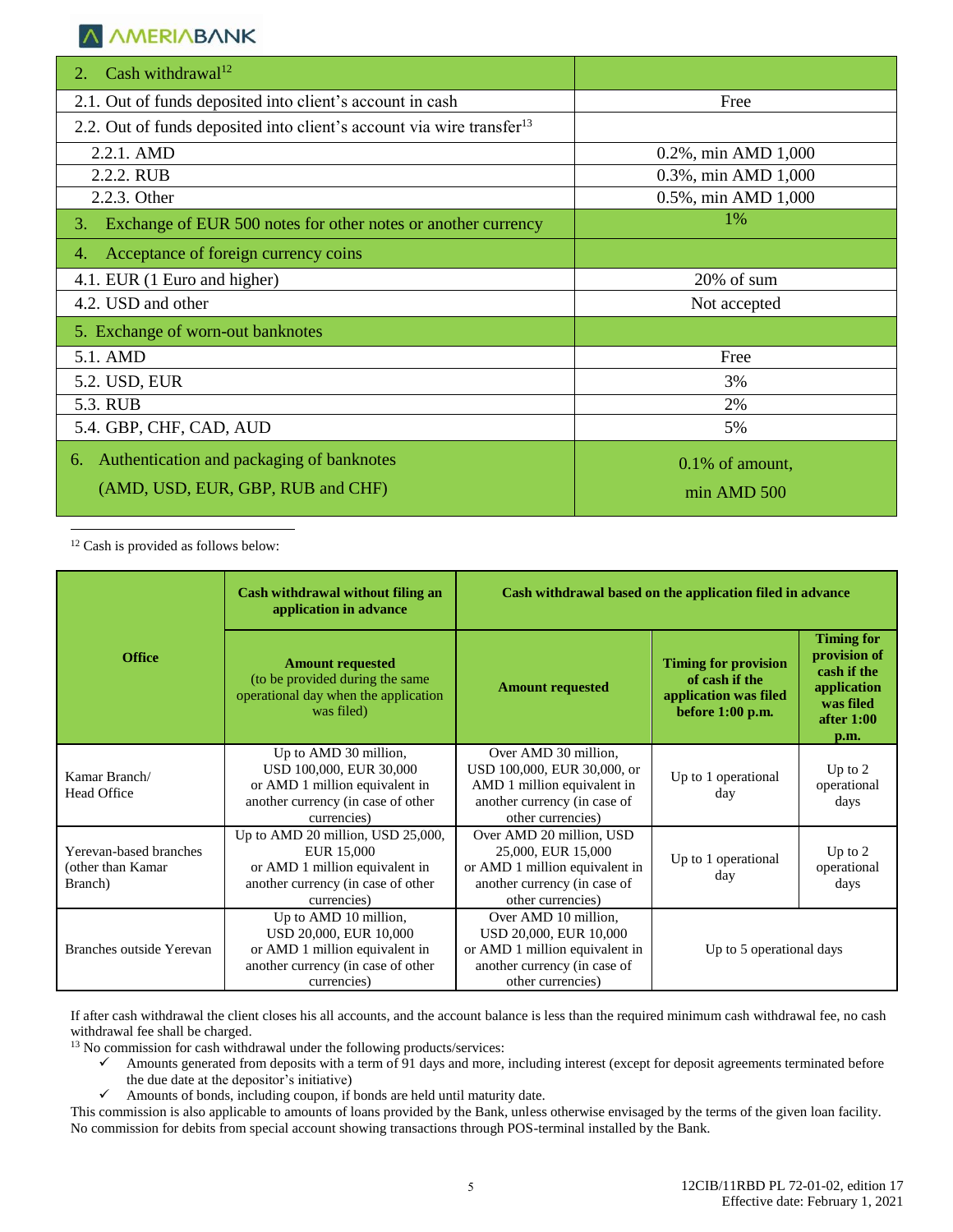| 2. Cash withdrawal[12] | |
|---|---|
| 2.1. Out of funds deposited into client's account in cash | Free |
| 2.2. Out of funds deposited into client's account via wire transfer[13] | |
| 2.2.1. AMD | 0.2%, min AMD 1,000 |
| 2.2.2. RUB | 0.3%, min AMD 1,000 |
| 2.2.3. Other | 0.5%, min AMD 1,000 |
| 3. Exchange of EUR 500 notes for other notes or another currency | 1% |
| 4. Acceptance of foreign currency coins | |
| 4.1. EUR (1 Euro and higher) | 20% of sum |
| 4.2. USD and other | Not accepted |
| 5. Exchange of worn-out banknotes | |
| 5.1. AMD | Free |
| 5.2. USD, EUR | 3% |
| 5.3. RUB | 2% |
| 5.4. GBP, CHF, CAD, AUD | 5% |
| 6. Authentication and packaging of banknotes (AMD, USD, EUR, GBP, RUB and CHF) | 0.1% of amount, min AMD 500 |

[12] Cash is provided as follows below:

| Office | Cash withdrawal without filing an application in advance | Cash withdrawal based on the application filed in advance | | |
|---|---|---|---|---|
| | **Amount requested** (to be provided during the same operational day when the application was filed) | **Amount requested** | **Timing for provision of cash if the application was filed before 1:00 p.m.** | **Timing for provision of cash if the application was filed after 1:00 p.m.** |
| Kamar Branch/ Head Office | Up to AMD 30 million, USD 100,000, EUR 30,000 or AMD 1 million equivalent in another currency (in case of other currencies) | Over AMD 30 million, USD 100,000, EUR 30,000, or AMD 1 million equivalent in another currency (in case of other currencies) | Up to 1 operational day | Up to 2 operational days |
| Yerevan-based branches (other than Kamar Branch) | Up to AMD 20 million, USD 25,000, EUR 15,000 or AMD 1 million equivalent in another currency (in case of other currencies) | Over AMD 20 million, USD 25,000, EUR 15,000 or AMD 1 million equivalent in another currency (in case of other currencies) | Up to 1 operational day | Up to 2 operational days |
| Branches outside Yerevan | Up to AMD 10 million, USD 20,000, EUR 10,000 or AMD 1 million equivalent in another currency (in case of other currencies) | Over AMD 10 million, USD 20,000, EUR 10,000 or AMD 1 million equivalent in another currency (in case of other currencies) | Up to 5 operational days | |

If after cash withdrawal the client closes his all accounts, and the account balance is less than the required minimum cash withdrawal fee, no cash withdrawal fee shall be charged.

[13] No commission for cash withdrawal under the following products/services:

- ✓ Amounts generated from deposits with a term of 91 days and more, including interest (except for deposit agreements terminated before the due date at the depositor's initiative)
- ✓ Amounts of bonds, including coupon, if bonds are held until maturity date.

This commission is also applicable to amounts of loans provided by the Bank, unless otherwise envisaged by the terms of the given loan facility.
No commission for debits from special account showing transactions through POS-terminal installed by the Bank.

12CIB/11RBD PL 72-01-02, edition 17
Effective date: February 1, 2021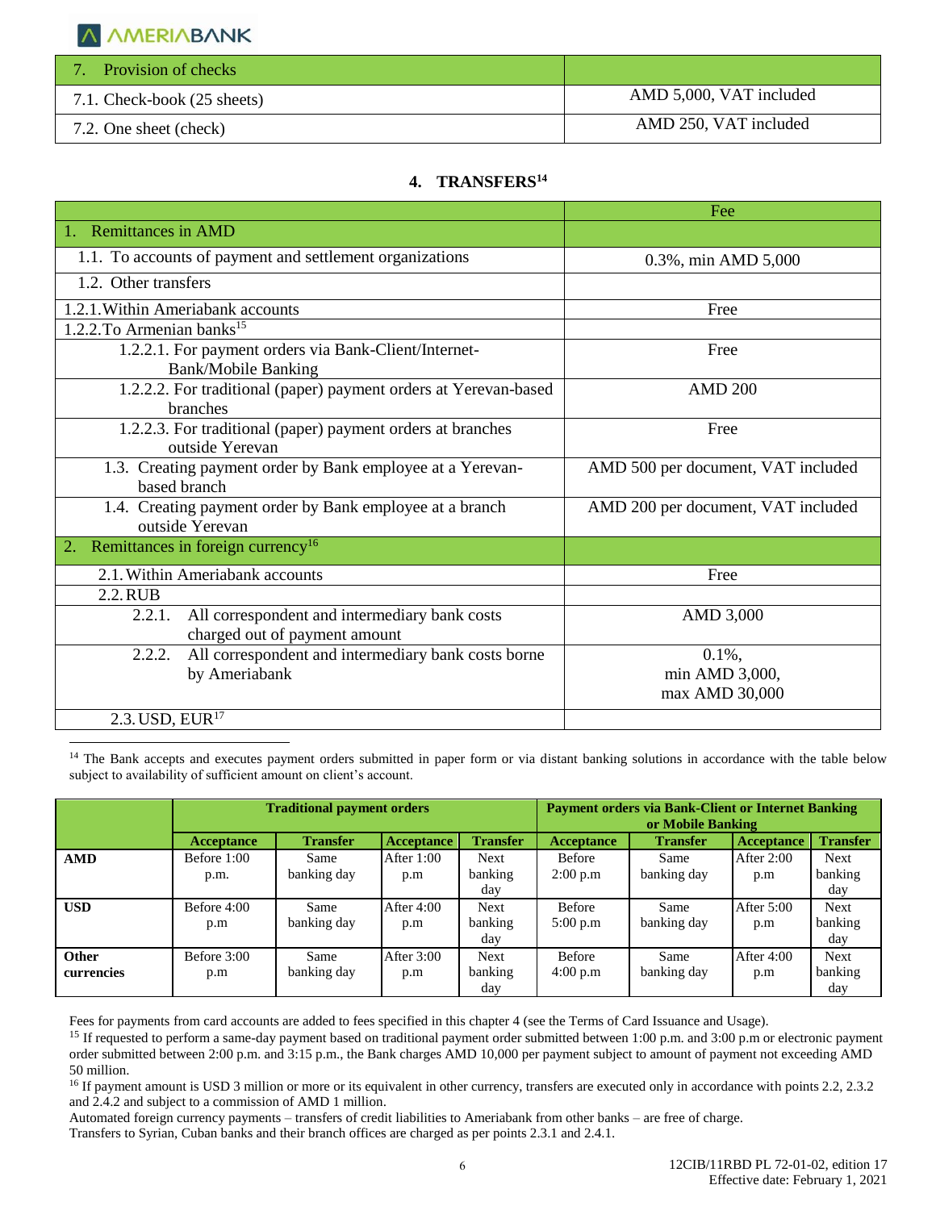| 7. Provision of checks | |
|---|---|
| 7.1. Check-book (25 sheets) | AMD 5,000, VAT included |
| 7.2. One sheet (check) | AMD 250, VAT included |

## 4. TRANSFERS[14]

| | Fee |
|---|---|
| 1. Remittances in AMD | |
| 1.1. To accounts of payment and settlement organizations | 0.3%, min AMD 5,000 |
| 1.2. Other transfers | |
| 1.2.1. Within Ameriabank accounts | Free |
| 1.2.2. To Armenian banks[15] | |
| 1.2.2.1. For payment orders via Bank-Client/Internet-Bank/Mobile Banking | Free |
| 1.2.2.2. For traditional (paper) payment orders at Yerevan-based branches | AMD 200 |
| 1.2.2.3. For traditional (paper) payment orders at branches outside Yerevan | Free |
| 1.3. Creating payment order by Bank employee at a Yerevan-based branch | AMD 500 per document, VAT included |
| 1.4. Creating payment order by Bank employee at a branch outside Yerevan | AMD 200 per document, VAT included |
| 2. Remittances in foreign currency[16] | |
| 2.1. Within Ameriabank accounts | Free |
| 2.2. RUB | |
| 2.2.1. All correspondent and intermediary bank costs charged out of payment amount | AMD 3,000 |
| 2.2.2. All correspondent and intermediary bank costs borne by Ameriabank | 0.1%, min AMD 3,000, max AMD 30,000 |
| 2.3. USD, EUR[17] | |

[14] The Bank accepts and executes payment orders submitted in paper form or via distant banking solutions in accordance with the table below subject to availability of sufficient amount on client's account.

| | Traditional payment orders | | | | Payment orders via Bank-Client or Internet Banking or Mobile Banking | | | |
|---|---|---|---|---|---|---|---|---|
| | Acceptance | Transfer | Acceptance | Transfer | Acceptance | Transfer | Acceptance | Transfer |
| **AMD** | Before 1:00 p.m. | Same banking day | After 1:00 p.m | Next banking day | Before 2:00 p.m | Same banking day | After 2:00 p.m | Next banking day |
| **USD** | Before 4:00 p.m | Same banking day | After 4:00 p.m | Next banking day | Before 5:00 p.m | Same banking day | After 5:00 p.m | Next banking day |
| **Other currencies** | Before 3:00 p.m | Same banking day | After 3:00 p.m | Next banking day | Before 4:00 p.m | Same banking day | After 4:00 p.m | Next banking day |

Fees for payments from card accounts are added to fees specified in this chapter 4 (see the Terms of Card Issuance and Usage).

[15] If requested to perform a same-day payment based on traditional payment order submitted between 1:00 p.m. and 3:00 p.m or electronic payment order submitted between 2:00 p.m. and 3:15 p.m., the Bank charges AMD 10,000 per payment subject to amount of payment not exceeding AMD 50 million.

[16] If payment amount is USD 3 million or more or its equivalent in other currency, transfers are executed only in accordance with points 2.2, 2.3.2 and 2.4.2 and subject to a commission of AMD 1 million.

Automated foreign currency payments – transfers of credit liabilities to Ameriabank from other banks – are free of charge.

Transfers to Syrian, Cuban banks and their branch offices are charged as per points 2.3.1 and 2.4.1.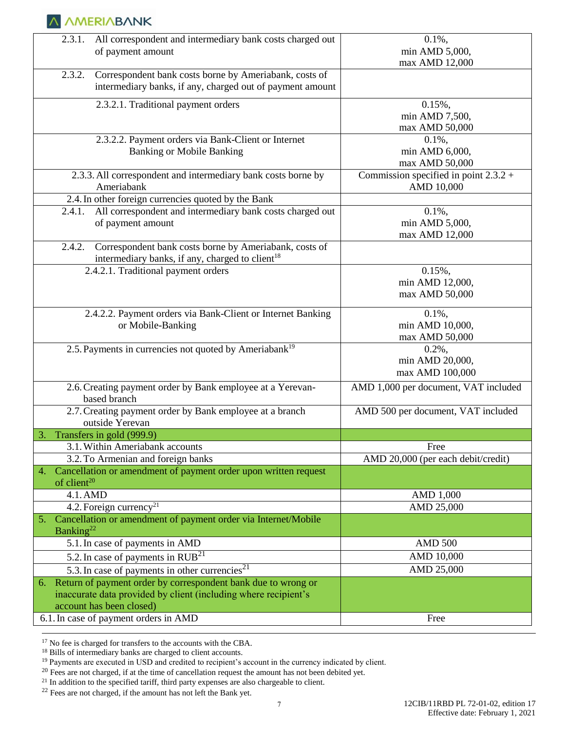| | |
|---|---|
| 2.3.1. All correspondent and intermediary bank costs charged out of payment amount | 0.1%, min AMD 5,000, max AMD 12,000 |
| 2.3.2. Correspondent bank costs borne by Ameriabank, costs of intermediary banks, if any, charged out of payment amount | |
| 2.3.2.1. Traditional payment orders | 0.15%, min AMD 7,500, max AMD 50,000 |
| 2.3.2.2. Payment orders via Bank-Client or Internet Banking or Mobile Banking | 0.1%, min AMD 6,000, max AMD 50,000 |
| 2.3.3. All correspondent and intermediary bank costs borne by Ameriabank | Commission specified in point 2.3.2 + AMD 10,000 |
| 2.4. In other foreign currencies quoted by the Bank | |
| 2.4.1. All correspondent and intermediary bank costs charged out of payment amount | 0.1%, min AMD 5,000, max AMD 12,000 |
| 2.4.2. Correspondent bank costs borne by Ameriabank, costs of intermediary banks, if any, charged to client[18] | |
| 2.4.2.1. Traditional payment orders | 0.15%, min AMD 12,000, max AMD 50,000 |
| 2.4.2.2. Payment orders via Bank-Client or Internet Banking or Mobile-Banking | 0.1%, min AMD 10,000, max AMD 50,000 |
| 2.5. Payments in currencies not quoted by Ameriabank[19] | 0.2%, min AMD 20,000, max AMD 100,000 |
| 2.6. Creating payment order by Bank employee at a Yerevan-based branch | AMD 1,000 per document, VAT included |
| 2.7. Creating payment order by Bank employee at a branch outside Yerevan | AMD 500 per document, VAT included |
| **3. Transfers in gold (999.9)** | |
| 3.1. Within Ameriabank accounts | Free |
| 3.2. To Armenian and foreign banks | AMD 20,000 (per each debit/credit) |
| **4. Cancellation or amendment of payment order upon written request of client[20]** | |
| 4.1. AMD | AMD 1,000 |
| 4.2. Foreign currency[21] | AMD 25,000 |
| **5. Cancellation or amendment of payment order via Internet/Mobile Banking[22]** | |
| 5.1. In case of payments in AMD | AMD 500 |
| 5.2. In case of payments in RUB[21] | AMD 10,000 |
| 5.3. In case of payments in other currencies[21] | AMD 25,000 |
| **6. Return of payment order by correspondent bank due to wrong or inaccurate data provided by client (including where recipient's account has been closed)** | |
| 6.1. In case of payment orders in AMD | Free |

[17] No fee is charged for transfers to the accounts with the CBA.
[18] Bills of intermediary banks are charged to client accounts.
[19] Payments are executed in USD and credited to recipient's account in the currency indicated by client.
[20] Fees are not charged, if at the time of cancellation request the amount has not been debited yet.
[21] In addition to the specified tariff, third party expenses are also chargeable to client.
[22] Fees are not charged, if the amount has not left the Bank yet.

12CIB/11RBD PL 72-01-02, edition 17
Effective date: February 1, 2021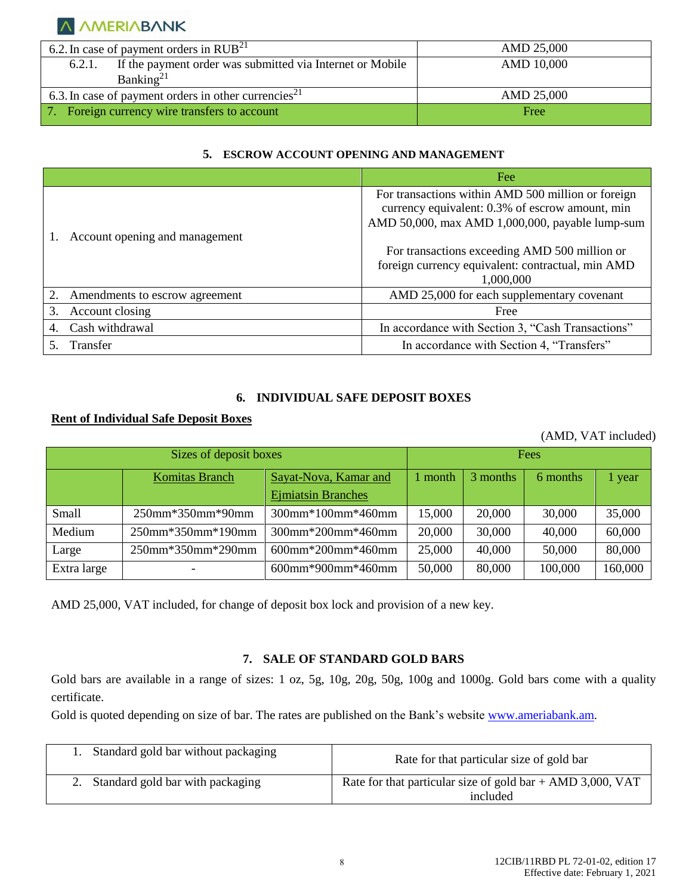| | |
|---|---|
| 6.2. In case of payment orders in RUB[21] | AMD 25,000 |
| 6.2.1. If the payment order was submitted via Internet or Mobile Banking[21] | AMD 10,000 |
| 6.3. In case of payment orders in other currencies[21] | AMD 25,000 |
| 7. Foreign currency wire transfers to account | Free |

## 5. ESCROW ACCOUNT OPENING AND MANAGEMENT

| | Fee |
|---|---|
| 1. Account opening and management | For transactions within AMD 500 million or foreign currency equivalent: 0.3% of escrow amount, min AMD 50,000, max AMD 1,000,000, payable lump-sum<br><br>For transactions exceeding AMD 500 million or foreign currency equivalent: contractual, min AMD 1,000,000 |
| 2. Amendments to escrow agreement | AMD 25,000 for each supplementary covenant |
| 3. Account closing | Free |
| 4. Cash withdrawal | In accordance with Section 3, "Cash Transactions" |
| 5. Transfer | In accordance with Section 4, "Transfers" |

## 6. INDIVIDUAL SAFE DEPOSIT BOXES

**Rent of Individual Safe Deposit Boxes**

(AMD, VAT included)

| Sizes of deposit boxes | | | Fees | | | |
|---|---|---|---|---|---|---|
| | Komitas Branch | Sayat-Nova, Kamar and Ejmiatsin Branches | 1 month | 3 months | 6 months | 1 year |
| Small | 250mm*350mm*90mm | 300mm*100mm*460mm | 15,000 | 20,000 | 30,000 | 35,000 |
| Medium | 250mm*350mm*190mm | 300mm*200mm*460mm | 20,000 | 30,000 | 40,000 | 60,000 |
| Large | 250mm*350mm*290mm | 600mm*200mm*460mm | 25,000 | 40,000 | 50,000 | 80,000 |
| Extra large | - | 600mm*900mm*460mm | 50,000 | 80,000 | 100,000 | 160,000 |

AMD 25,000, VAT included, for change of deposit box lock and provision of a new key.

## 7. SALE OF STANDARD GOLD BARS

Gold bars are available in a range of sizes: 1 oz, 5g, 10g, 20g, 50g, 100g and 1000g. Gold bars come with a quality certificate.

Gold is quoted depending on size of bar. The rates are published on the Bank's website www.ameriabank.am.

| | |
|---|---|
| 1. Standard gold bar without packaging | Rate for that particular size of gold bar |
| 2. Standard gold bar with packaging | Rate for that particular size of gold bar + AMD 3,000, VAT included |

12CIB/11RBD PL 72-01-02, edition 17
Effective date: February 1, 2021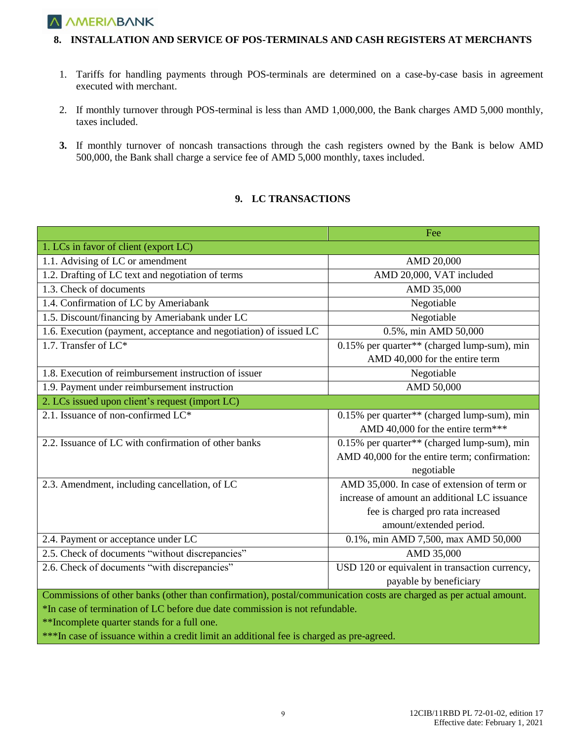## 8. INSTALLATION AND SERVICE OF POS-TERMINALS AND CASH REGISTERS AT MERCHANTS

1. Tariffs for handling payments through POS-terminals are determined on a case-by-case basis in agreement executed with merchant.

2. If monthly turnover through POS-terminal is less than AMD 1,000,000, the Bank charges AMD 5,000 monthly, taxes included.

3. If monthly turnover of noncash transactions through the cash registers owned by the Bank is below AMD 500,000, the Bank shall charge a service fee of AMD 5,000 monthly, taxes included.

## 9. LC TRANSACTIONS

| | Fee |
|---|---|
| 1. LCs in favor of client (export LC) | |
| 1.1. Advising of LC or amendment | AMD 20,000 |
| 1.2. Drafting of LC text and negotiation of terms | AMD 20,000, VAT included |
| 1.3. Check of documents | AMD 35,000 |
| 1.4. Confirmation of LC by Ameriabank | Negotiable |
| 1.5. Discount/financing by Ameriabank under LC | Negotiable |
| 1.6. Execution (payment, acceptance and negotiation) of issued LC | 0.5%, min AMD 50,000 |
| 1.7. Transfer of LC* | 0.15% per quarter** (charged lump-sum), min AMD 40,000 for the entire term |
| 1.8. Execution of reimbursement instruction of issuer | Negotiable |
| 1.9. Payment under reimbursement instruction | AMD 50,000 |
| 2. LCs issued upon client's request (import LC) | |
| 2.1. Issuance of non-confirmed LC* | 0.15% per quarter** (charged lump-sum), min AMD 40,000 for the entire term*** |
| 2.2. Issuance of LC with confirmation of other banks | 0.15% per quarter** (charged lump-sum), min AMD 40,000 for the entire term; confirmation: negotiable |
| 2.3. Amendment, including cancellation, of LC | AMD 35,000. In case of extension of term or increase of amount an additional LC issuance fee is charged pro rata increased amount/extended period. |
| 2.4. Payment or acceptance under LC | 0.1%, min AMD 7,500, max AMD 50,000 |
| 2.5. Check of documents "without discrepancies" | AMD 35,000 |
| 2.6. Check of documents "with discrepancies" | USD 120 or equivalent in transaction currency, payable by beneficiary |
| Commissions of other banks (other than confirmation), postal/communication costs are charged as per actual amount.<br>*In case of termination of LC before due date commission is not refundable.<br>**Incomplete quarter stands for a full one.<br>***In case of issuance within a credit limit an additional fee is charged as pre-agreed. | |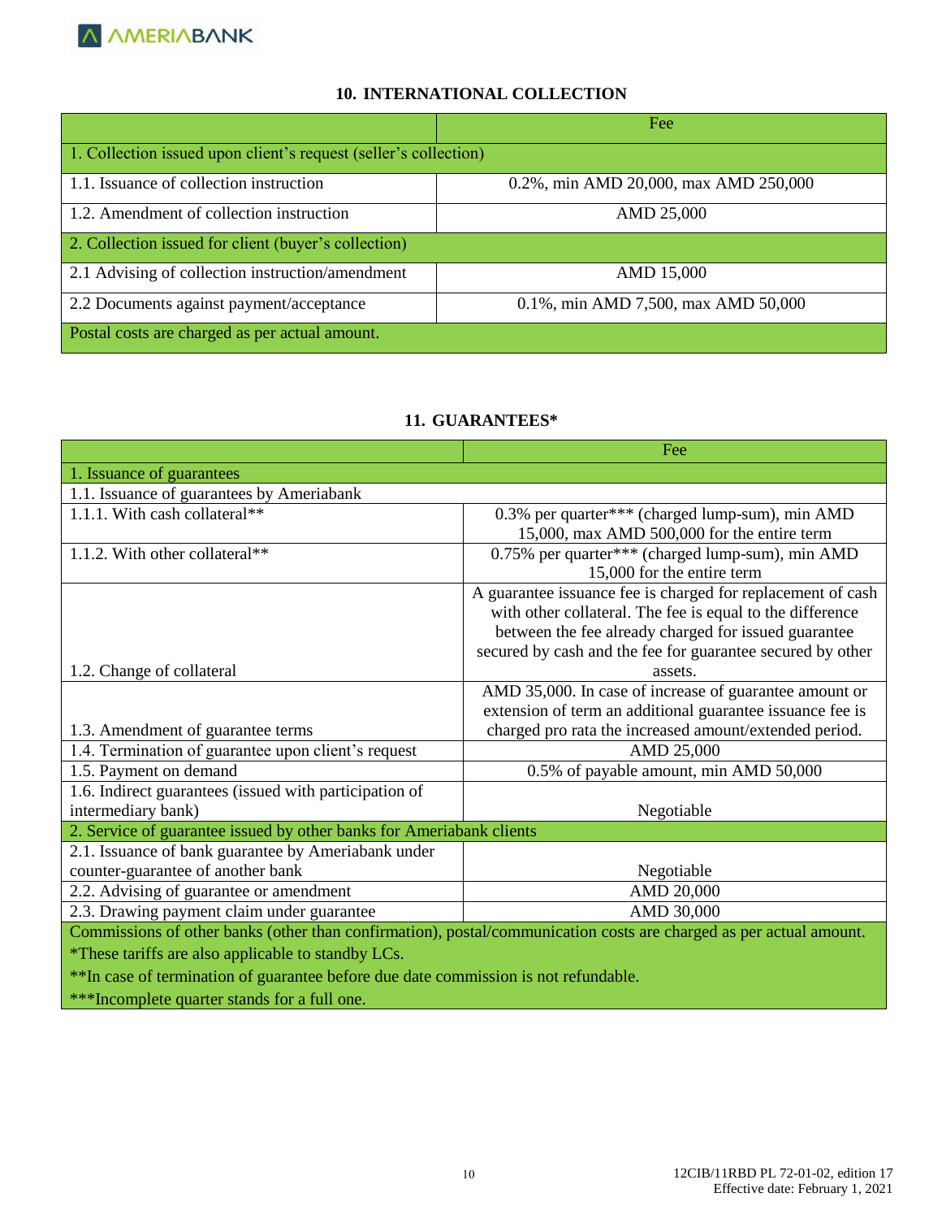## 10. INTERNATIONAL COLLECTION

| | Fee |
|---|---|
| 1. Collection issued upon client's request (seller's collection) | |
| 1.1. Issuance of collection instruction | 0.2%, min AMD 20,000, max AMD 250,000 |
| 1.2. Amendment of collection instruction | AMD 25,000 |
| 2. Collection issued for client (buyer's collection) | |
| 2.1 Advising of collection instruction/amendment | AMD 15,000 |
| 2.2 Documents against payment/acceptance | 0.1%, min AMD 7,500, max AMD 50,000 |
| Postal costs are charged as per actual amount. | |

## 11. GUARANTEES*

| | Fee |
|---|---|
| 1. Issuance of guarantees | |
| 1.1. Issuance of guarantees by Ameriabank | |
| 1.1.1. With cash collateral** | 0.3% per quarter*** (charged lump-sum), min AMD 15,000, max AMD 500,000 for the entire term |
| 1.1.2. With other collateral** | 0.75% per quarter*** (charged lump-sum), min AMD 15,000 for the entire term |
| 1.2. Change of collateral | A guarantee issuance fee is charged for replacement of cash with other collateral. The fee is equal to the difference between the fee already charged for issued guarantee secured by cash and the fee for guarantee secured by other assets. |
| 1.3. Amendment of guarantee terms | AMD 35,000. In case of increase of guarantee amount or extension of term an additional guarantee issuance fee is charged pro rata the increased amount/extended period. |
| 1.4. Termination of guarantee upon client's request | AMD 25,000 |
| 1.5. Payment on demand | 0.5% of payable amount, min AMD 50,000 |
| 1.6. Indirect guarantees (issued with participation of intermediary bank) | Negotiable |
| 2. Service of guarantee issued by other banks for Ameriabank clients | |
| 2.1. Issuance of bank guarantee by Ameriabank under counter-guarantee of another bank | Negotiable |
| 2.2. Advising of guarantee or amendment | AMD 20,000 |
| 2.3. Drawing payment claim under guarantee | AMD 30,000 |

Commissions of other banks (other than confirmation), postal/communication costs are charged as per actual amount.

*These tariffs are also applicable to standby LCs.

**In case of termination of guarantee before due date commission is not refundable.

***Incomplete quarter stands for a full one.

12CIB/11RBD PL 72-01-02, edition 17
Effective date: February 1, 2021